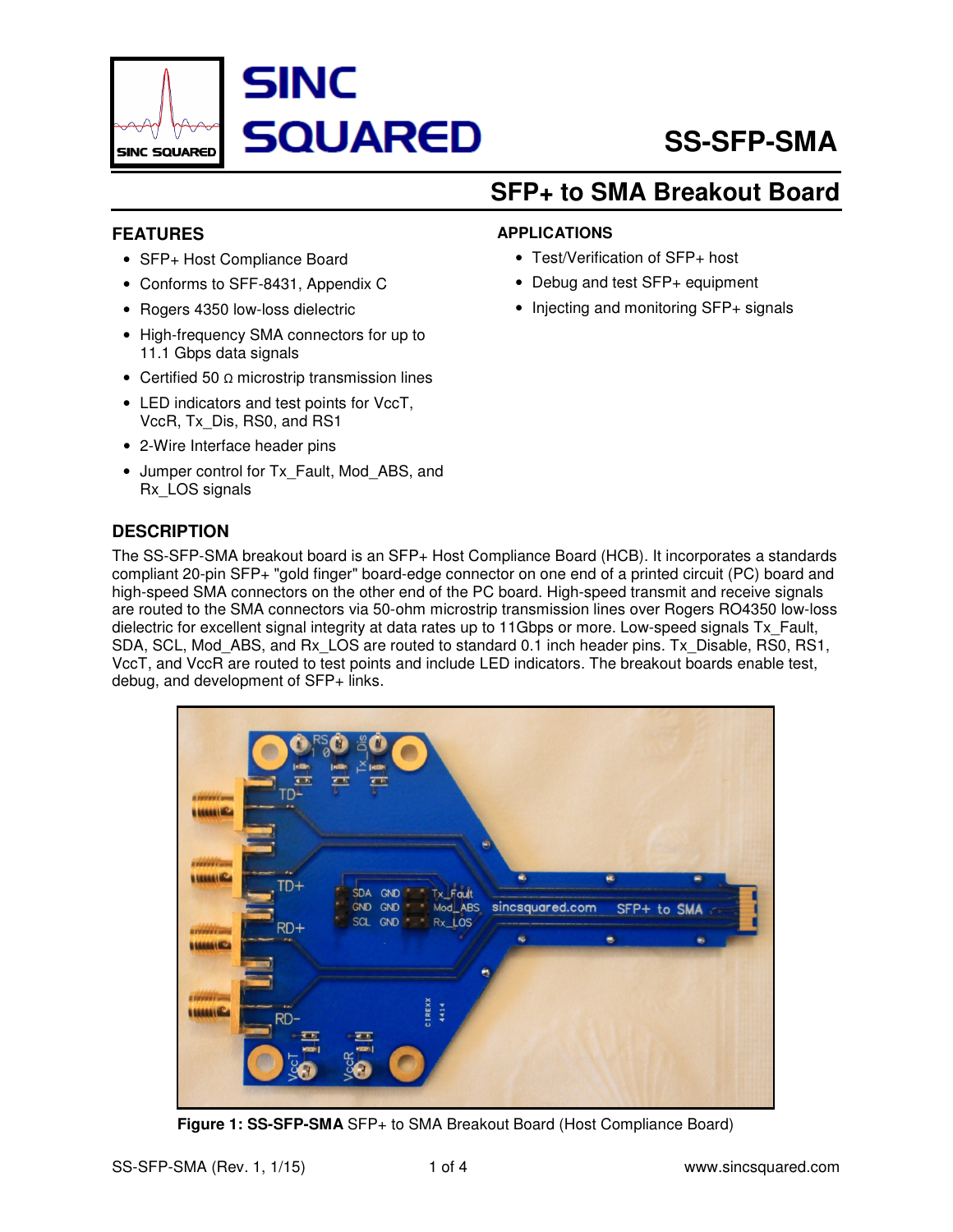# SINC SQUARED

# SS-SFP-SMA

## SFP+ to SMA Breakout Board

### FEATURES

- SFP+ Host Compliance Board
- Conforms to SFF-8431, Appendix C
- Rogers 4350 low-loss dielectric
- High-frequency SMA connectors for up to 11.1 Gbps data signals
- Certified 50 Ω microstrip transmission lines
- LED indicators and test points for VccT, VccR, Tx_Dis, RS0, and RS1
- 2-Wire Interface header pins
- Jumper control for Tx_Fault, Mod_ABS, and Rx_LOS signals

### APPLICATIONS

- Test/Verification of SFP+ host
- Debug and test SFP+ equipment
- Injecting and monitoring SFP+ signals

### DESCRIPTION

The SS-SFP-SMA breakout board is an SFP+ Host Compliance Board (HCB). It incorporates a standards compliant 20-pin SFP+ "gold finger" board-edge connector on one end of a printed circuit (PC) board and high-speed SMA connectors on the other end of the PC board. High-speed transmit and receive signals are routed to the SMA connectors via 50-ohm microstrip transmission lines over Rogers RO4350 low-loss dielectric for excellent signal integrity at data rates up to 11Gbps or more. Low-speed signals Tx_Fault, SDA, SCL, Mod_ABS, and Rx_LOS are routed to standard 0.1 inch header pins. Tx_Disable, RS0, RS1, VccT, and VccR are routed to test points and include LED indicators. The breakout boards enable test, debug, and development of SFP+ links.

**Figure 1: SS-SFP-SMA** SFP+ to SMA Breakout Board (Host Compliance Board)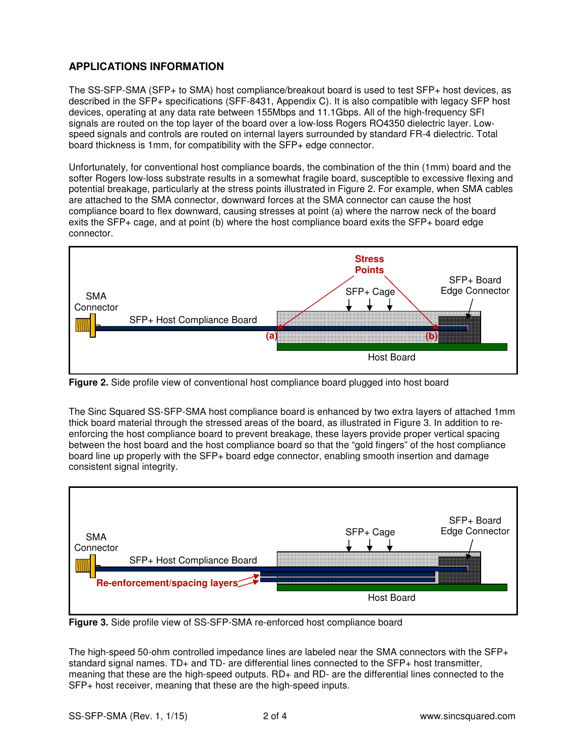## APPLICATIONS INFORMATION

The SS-SFP-SMA (SFP+ to SMA) host compliance/breakout board is used to test SFP+ host devices, as described in the SFP+ specifications (SFF-8431, Appendix C). It is also compatible with legacy SFP host devices, operating at any data rate between 155Mbps and 11.1Gbps. All of the high-frequency SFI signals are routed on the top layer of the board over a low-loss Rogers RO4350 dielectric layer. Low-speed signals and controls are routed on internal layers surrounded by standard FR-4 dielectric. Total board thickness is 1mm, for compatibility with the SFP+ edge connector.

Unfortunately, for conventional host compliance boards, the combination of the thin (1mm) board and the softer Rogers low-loss substrate results in a somewhat fragile board, susceptible to excessive flexing and potential breakage, particularly at the stress points illustrated in Figure 2. For example, when SMA cables are attached to the SMA connector, downward forces at the SMA connector can cause the host compliance board to flex downward, causing stresses at point (a) where the narrow neck of the board exits the SFP+ cage, and at point (b) where the host compliance board exits the SFP+ board edge connector.

**Figure 2.** Side profile view of conventional host compliance board plugged into host board

The Sinc Squared SS-SFP-SMA host compliance board is enhanced by two extra layers of attached 1mm thick board material through the stressed areas of the board, as illustrated in Figure 3. In addition to re-enforcing the host compliance board to prevent breakage, these layers provide proper vertical spacing between the host board and the host compliance board so that the "gold fingers" of the host compliance board line up properly with the SFP+ board edge connector, enabling smooth insertion and damage consistent signal integrity.

**Figure 3.** Side profile view of SS-SFP-SMA re-enforced host compliance board

The high-speed 50-ohm controlled impedance lines are labeled near the SMA connectors with the SFP+ standard signal names. TD+ and TD- are differential lines connected to the SFP+ host transmitter, meaning that these are the high-speed outputs. RD+ and RD- are the differential lines connected to the SFP+ host receiver, meaning that these are the high-speed inputs.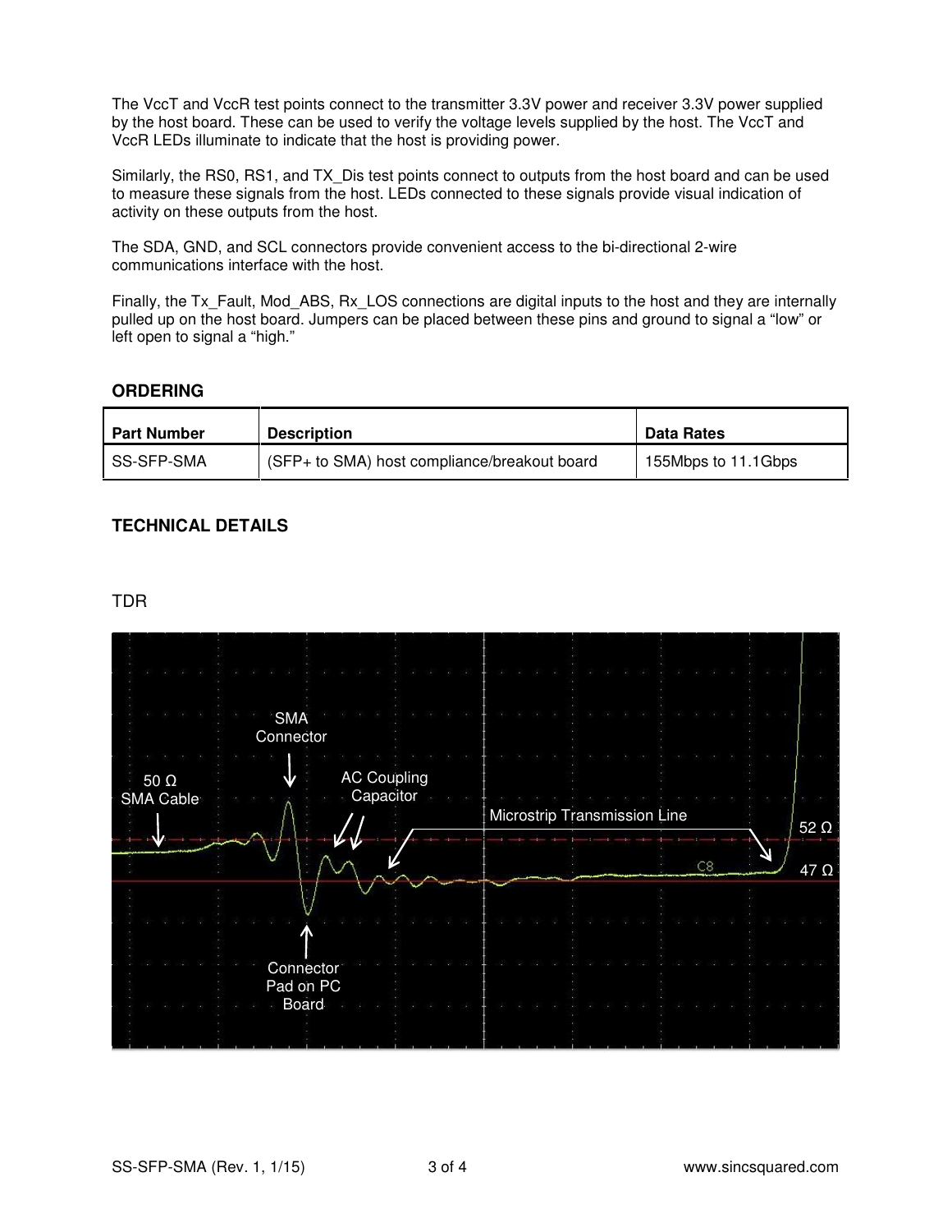The VccT and VccR test points connect to the transmitter 3.3V power and receiver 3.3V power supplied by the host board. These can be used to verify the voltage levels supplied by the host. The VccT and VccR LEDs illuminate to indicate that the host is providing power.

Similarly, the RS0, RS1, and TX_Dis test points connect to outputs from the host board and can be used to measure these signals from the host. LEDs connected to these signals provide visual indication of activity on these outputs from the host.

The SDA, GND, and SCL connectors provide convenient access to the bi-directional 2-wire communications interface with the host.

Finally, the Tx_Fault, Mod_ABS, Rx_LOS connections are digital inputs to the host and they are internally pulled up on the host board. Jumpers can be placed between these pins and ground to signal a "low" or left open to signal a "high."

## ORDERING

| Part Number | Description | Data Rates |
| --- | --- | --- |
| SS-SFP-SMA | (SFP+ to SMA) host compliance/breakout board | 155Mbps to 11.1Gbps |

## TECHNICAL DETAILS

TDR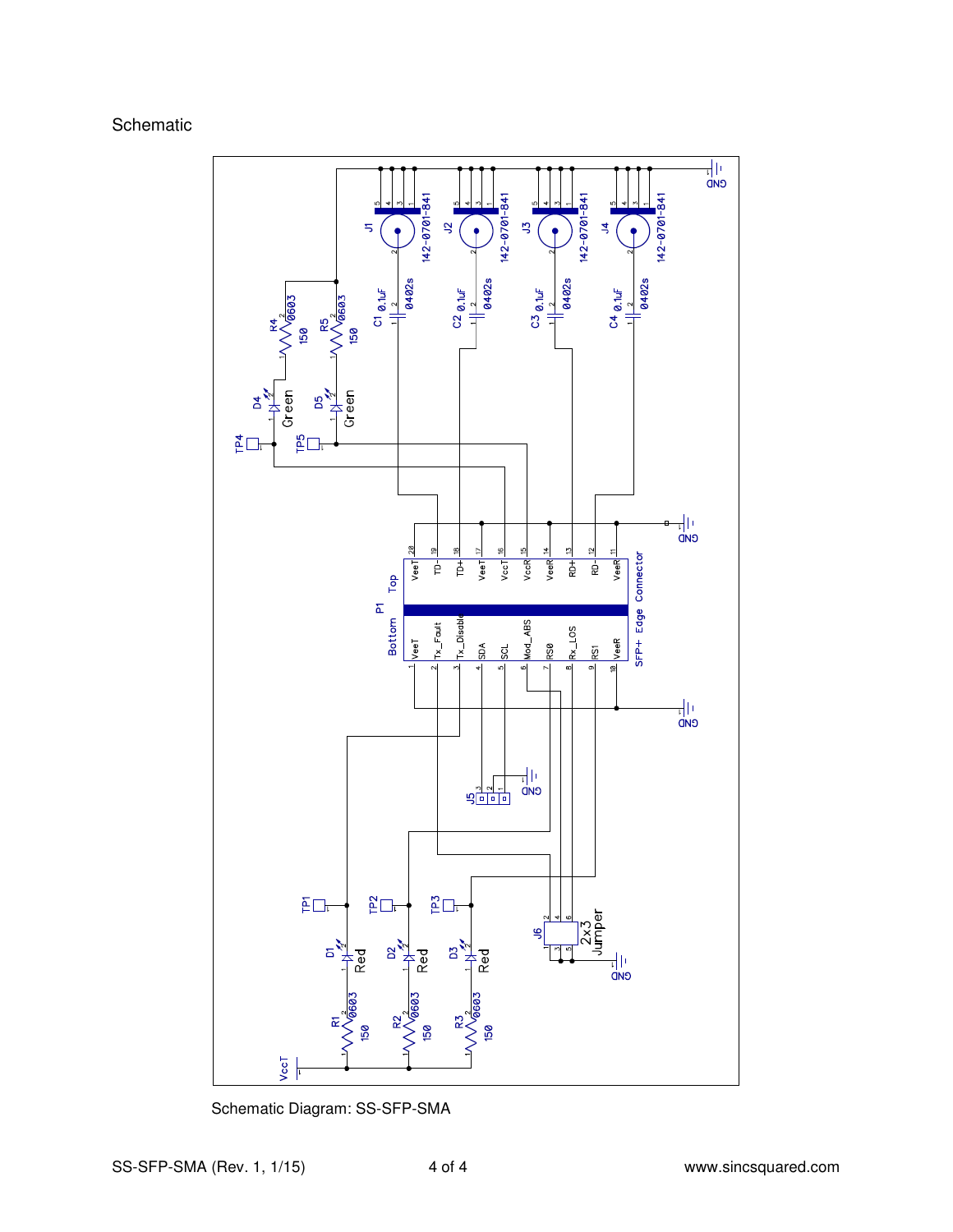Schematic

Schematic Diagram: SS-SFP-SMA